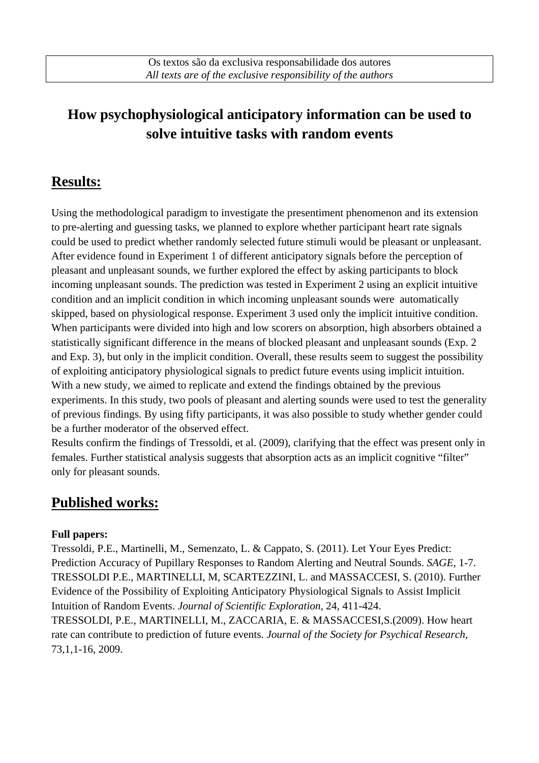Os textos são da exclusiva responsabilidade dos autores
*All texts are of the exclusive responsibility of the authors*

# How psychophysiological anticipatory information can be used to solve intuitive tasks with random events

## Results:

Using the methodological paradigm to investigate the presentiment phenomenon and its extension to pre-alerting and guessing tasks, we planned to explore whether participant heart rate signals could be used to predict whether randomly selected future stimuli would be pleasant or unpleasant. After evidence found in Experiment 1 of different anticipatory signals before the perception of pleasant and unpleasant sounds, we further explored the effect by asking participants to block incoming unpleasant sounds. The prediction was tested in Experiment 2 using an explicit intuitive condition and an implicit condition in which incoming unpleasant sounds were automatically skipped, based on physiological response. Experiment 3 used only the implicit intuitive condition. When participants were divided into high and low scorers on absorption, high absorbers obtained a statistically significant difference in the means of blocked pleasant and unpleasant sounds (Exp. 2 and Exp. 3), but only in the implicit condition. Overall, these results seem to suggest the possibility of exploiting anticipatory physiological signals to predict future events using implicit intuition. With a new study, we aimed to replicate and extend the findings obtained by the previous experiments. In this study, two pools of pleasant and alerting sounds were used to test the generality of previous findings. By using fifty participants, it was also possible to study whether gender could be a further moderator of the observed effect.
Results confirm the findings of Tressoldi, et al. (2009), clarifying that the effect was present only in females. Further statistical analysis suggests that absorption acts as an implicit cognitive "filter" only for pleasant sounds.

## Published works:

**Full papers:**
Tressoldi, P.E., Martinelli, M., Semenzato, L. & Cappato, S. (2011). Let Your Eyes Predict: Prediction Accuracy of Pupillary Responses to Random Alerting and Neutral Sounds. *SAGE*, 1-7.
TRESSOLDI P.E., MARTINELLI, M, SCARTEZZINI, L. and MASSACCESI, S. (2010). Further Evidence of the Possibility of Exploiting Anticipatory Physiological Signals to Assist Implicit Intuition of Random Events. *Journal of Scientific Exploration,* 24, 411-424.
TRESSOLDI, P.E., MARTINELLI, M., ZACCARIA, E. & MASSACCESI,S.(2009). How heart rate can contribute to prediction of future events. *Journal of the Society for Psychical Research,* 73,1,1-16, 2009.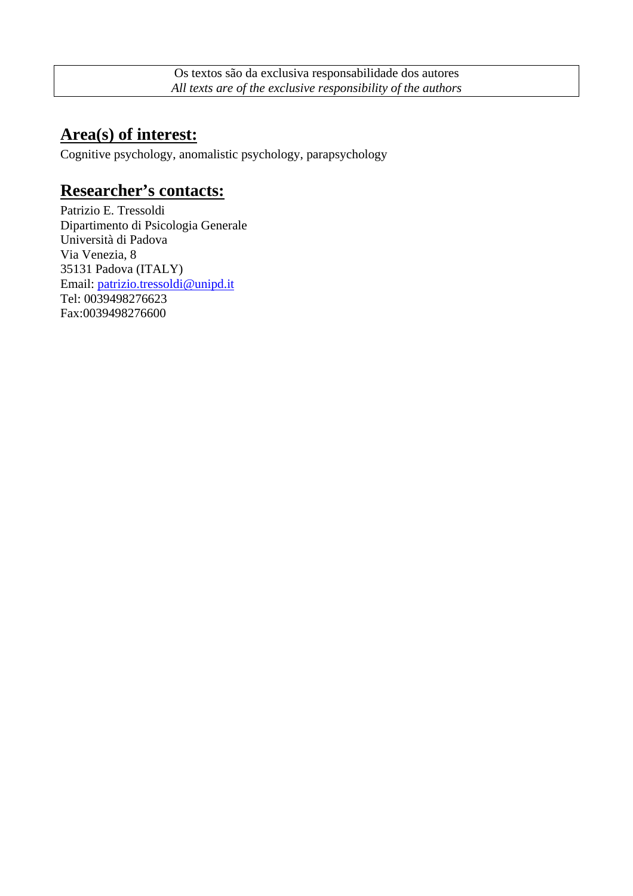| Os textos são da exclusiva responsabilidade dos autores<br>*All texts are of the exclusive responsibility of the authors* |
|---|

## Area(s) of interest:

Cognitive psychology, anomalistic psychology, parapsychology

## Researcher's contacts:

Patrizio E. Tressoldi
Dipartimento di Psicologia Generale
Università di Padova
Via Venezia, 8
35131 Padova (ITALY)
Email: patrizio.tressoldi@unipd.it
Tel: 0039498276623
Fax:0039498276600